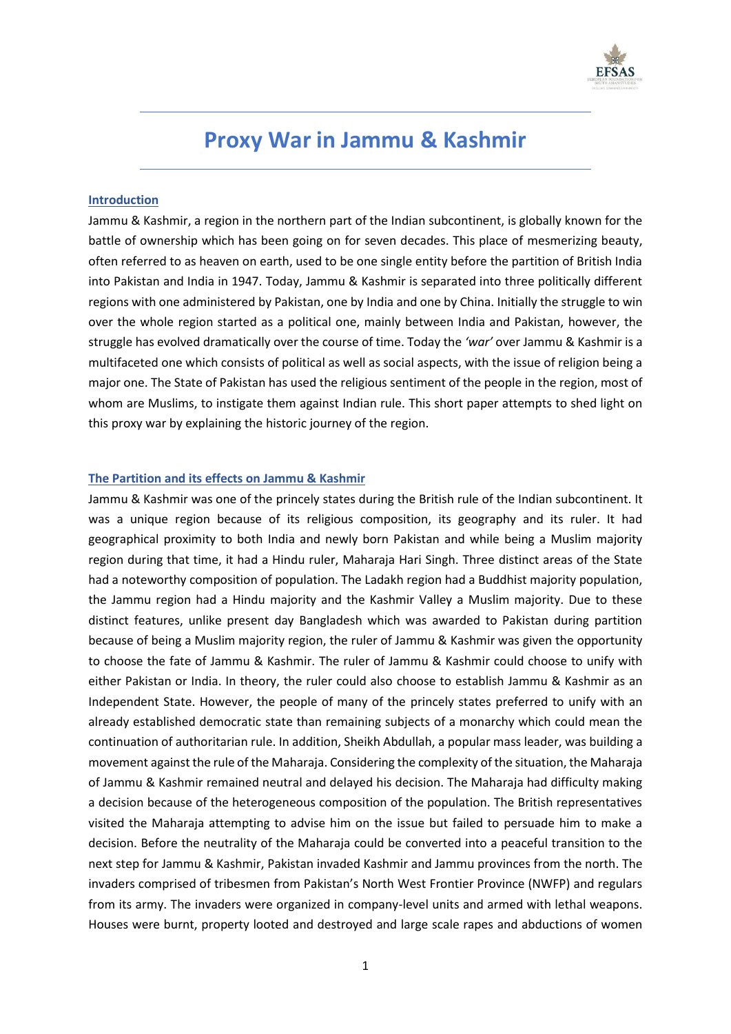# Proxy War in Jammu & Kashmir

## Introduction

Jammu & Kashmir, a region in the northern part of the Indian subcontinent, is globally known for the battle of ownership which has been going on for seven decades. This place of mesmerizing beauty, often referred to as heaven on earth, used to be one single entity before the partition of British India into Pakistan and India in 1947. Today, Jammu & Kashmir is separated into three politically different regions with one administered by Pakistan, one by India and one by China. Initially the struggle to win over the whole region started as a political one, mainly between India and Pakistan, however, the struggle has evolved dramatically over the course of time. Today the *'war'* over Jammu & Kashmir is a multifaceted one which consists of political as well as social aspects, with the issue of religion being a major one. The State of Pakistan has used the religious sentiment of the people in the region, most of whom are Muslims, to instigate them against Indian rule. This short paper attempts to shed light on this proxy war by explaining the historic journey of the region.

## The Partition and its effects on Jammu & Kashmir

Jammu & Kashmir was one of the princely states during the British rule of the Indian subcontinent. It was a unique region because of its religious composition, its geography and its ruler. It had geographical proximity to both India and newly born Pakistan and while being a Muslim majority region during that time, it had a Hindu ruler, Maharaja Hari Singh. Three distinct areas of the State had a noteworthy composition of population. The Ladakh region had a Buddhist majority population, the Jammu region had a Hindu majority and the Kashmir Valley a Muslim majority. Due to these distinct features, unlike present day Bangladesh which was awarded to Pakistan during partition because of being a Muslim majority region, the ruler of Jammu & Kashmir was given the opportunity to choose the fate of Jammu & Kashmir. The ruler of Jammu & Kashmir could choose to unify with either Pakistan or India. In theory, the ruler could also choose to establish Jammu & Kashmir as an Independent State. However, the people of many of the princely states preferred to unify with an already established democratic state than remaining subjects of a monarchy which could mean the continuation of authoritarian rule. In addition, Sheikh Abdullah, a popular mass leader, was building a movement against the rule of the Maharaja. Considering the complexity of the situation, the Maharaja of Jammu & Kashmir remained neutral and delayed his decision. The Maharaja had difficulty making a decision because of the heterogeneous composition of the population. The British representatives visited the Maharaja attempting to advise him on the issue but failed to persuade him to make a decision. Before the neutrality of the Maharaja could be converted into a peaceful transition to the next step for Jammu & Kashmir, Pakistan invaded Kashmir and Jammu provinces from the north. The invaders comprised of tribesmen from Pakistan's North West Frontier Province (NWFP) and regulars from its army. The invaders were organized in company-level units and armed with lethal weapons. Houses were burnt, property looted and destroyed and large scale rapes and abductions of women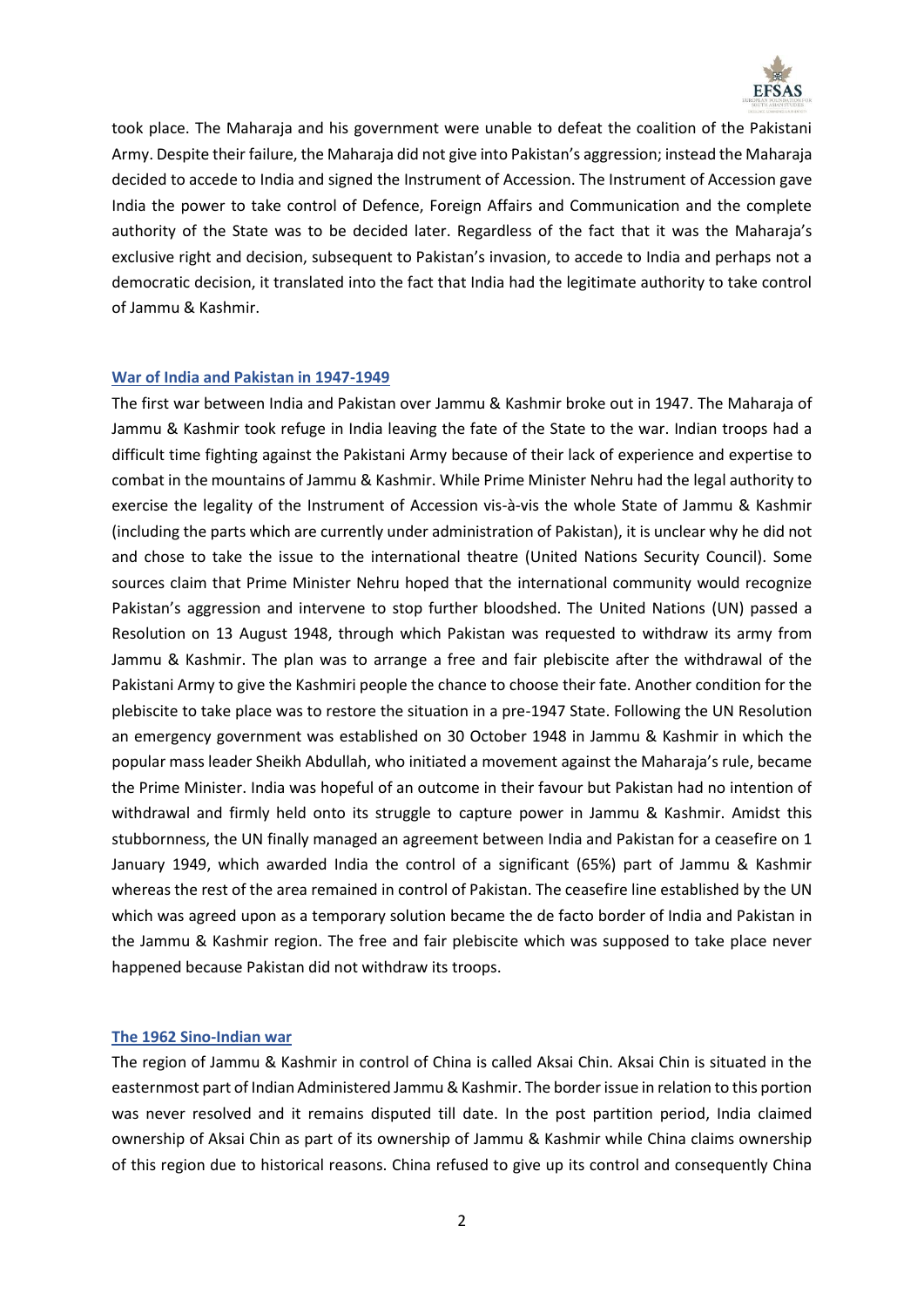took place. The Maharaja and his government were unable to defeat the coalition of the Pakistani Army. Despite their failure, the Maharaja did not give into Pakistan's aggression; instead the Maharaja decided to accede to India and signed the Instrument of Accession. The Instrument of Accession gave India the power to take control of Defence, Foreign Affairs and Communication and the complete authority of the State was to be decided later. Regardless of the fact that it was the Maharaja's exclusive right and decision, subsequent to Pakistan's invasion, to accede to India and perhaps not a democratic decision, it translated into the fact that India had the legitimate authority to take control of Jammu & Kashmir.

## War of India and Pakistan in 1947-1949

The first war between India and Pakistan over Jammu & Kashmir broke out in 1947. The Maharaja of Jammu & Kashmir took refuge in India leaving the fate of the State to the war. Indian troops had a difficult time fighting against the Pakistani Army because of their lack of experience and expertise to combat in the mountains of Jammu & Kashmir. While Prime Minister Nehru had the legal authority to exercise the legality of the Instrument of Accession vis-à-vis the whole State of Jammu & Kashmir (including the parts which are currently under administration of Pakistan), it is unclear why he did not and chose to take the issue to the international theatre (United Nations Security Council). Some sources claim that Prime Minister Nehru hoped that the international community would recognize Pakistan's aggression and intervene to stop further bloodshed. The United Nations (UN) passed a Resolution on 13 August 1948, through which Pakistan was requested to withdraw its army from Jammu & Kashmir. The plan was to arrange a free and fair plebiscite after the withdrawal of the Pakistani Army to give the Kashmiri people the chance to choose their fate. Another condition for the plebiscite to take place was to restore the situation in a pre-1947 State. Following the UN Resolution an emergency government was established on 30 October 1948 in Jammu & Kashmir in which the popular mass leader Sheikh Abdullah, who initiated a movement against the Maharaja's rule, became the Prime Minister. India was hopeful of an outcome in their favour but Pakistan had no intention of withdrawal and firmly held onto its struggle to capture power in Jammu & Kashmir. Amidst this stubbornness, the UN finally managed an agreement between India and Pakistan for a ceasefire on 1 January 1949, which awarded India the control of a significant (65%) part of Jammu & Kashmir whereas the rest of the area remained in control of Pakistan. The ceasefire line established by the UN which was agreed upon as a temporary solution became the de facto border of India and Pakistan in the Jammu & Kashmir region. The free and fair plebiscite which was supposed to take place never happened because Pakistan did not withdraw its troops.

## The 1962 Sino-Indian war

The region of Jammu & Kashmir in control of China is called Aksai Chin. Aksai Chin is situated in the easternmost part of Indian Administered Jammu & Kashmir. The border issue in relation to this portion was never resolved and it remains disputed till date. In the post partition period, India claimed ownership of Aksai Chin as part of its ownership of Jammu & Kashmir while China claims ownership of this region due to historical reasons. China refused to give up its control and consequently China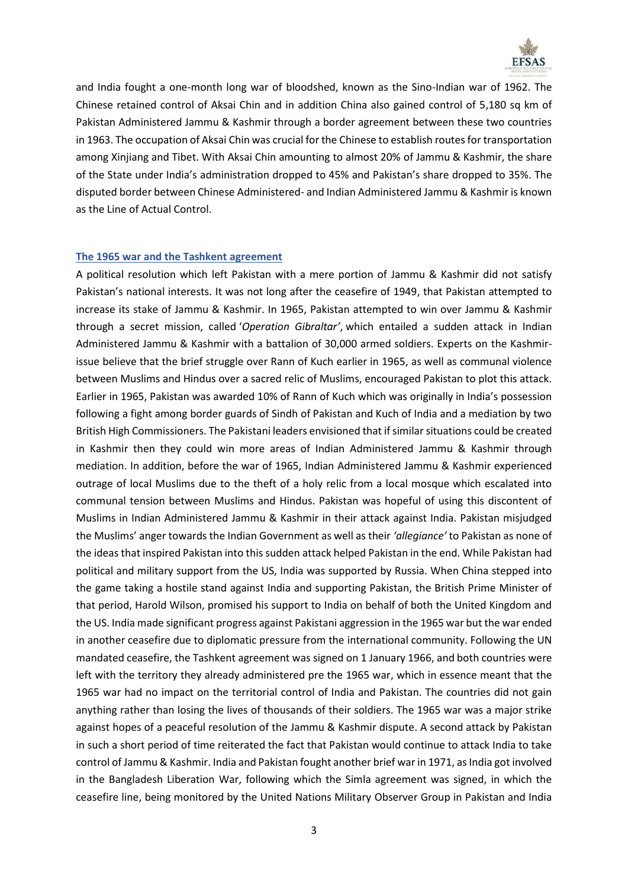and India fought a one-month long war of bloodshed, known as the Sino-Indian war of 1962. The Chinese retained control of Aksai Chin and in addition China also gained control of 5,180 sq km of Pakistan Administered Jammu & Kashmir through a border agreement between these two countries in 1963. The occupation of Aksai Chin was crucial for the Chinese to establish routes for transportation among Xinjiang and Tibet. With Aksai Chin amounting to almost 20% of Jammu & Kashmir, the share of the State under India's administration dropped to 45% and Pakistan's share dropped to 35%. The disputed border between Chinese Administered- and Indian Administered Jammu & Kashmir is known as the Line of Actual Control.

## The 1965 war and the Tashkent agreement

A political resolution which left Pakistan with a mere portion of Jammu & Kashmir did not satisfy Pakistan's national interests. It was not long after the ceasefire of 1949, that Pakistan attempted to increase its stake of Jammu & Kashmir. In 1965, Pakistan attempted to win over Jammu & Kashmir through a secret mission, called '*Operation Gibraltar'*, which entailed a sudden attack in Indian Administered Jammu & Kashmir with a battalion of 30,000 armed soldiers. Experts on the Kashmir-issue believe that the brief struggle over Rann of Kuch earlier in 1965, as well as communal violence between Muslims and Hindus over a sacred relic of Muslims, encouraged Pakistan to plot this attack. Earlier in 1965, Pakistan was awarded 10% of Rann of Kuch which was originally in India's possession following a fight among border guards of Sindh of Pakistan and Kuch of India and a mediation by two British High Commissioners. The Pakistani leaders envisioned that if similar situations could be created in Kashmir then they could win more areas of Indian Administered Jammu & Kashmir through mediation. In addition, before the war of 1965, Indian Administered Jammu & Kashmir experienced outrage of local Muslims due to the theft of a holy relic from a local mosque which escalated into communal tension between Muslims and Hindus. Pakistan was hopeful of using this discontent of Muslims in Indian Administered Jammu & Kashmir in their attack against India. Pakistan misjudged the Muslims' anger towards the Indian Government as well as their *'allegiance'* to Pakistan as none of the ideas that inspired Pakistan into this sudden attack helped Pakistan in the end. While Pakistan had political and military support from the US, India was supported by Russia. When China stepped into the game taking a hostile stand against India and supporting Pakistan, the British Prime Minister of that period, Harold Wilson, promised his support to India on behalf of both the United Kingdom and the US. India made significant progress against Pakistani aggression in the 1965 war but the war ended in another ceasefire due to diplomatic pressure from the international community. Following the UN mandated ceasefire, the Tashkent agreement was signed on 1 January 1966, and both countries were left with the territory they already administered pre the 1965 war, which in essence meant that the 1965 war had no impact on the territorial control of India and Pakistan. The countries did not gain anything rather than losing the lives of thousands of their soldiers. The 1965 war was a major strike against hopes of a peaceful resolution of the Jammu & Kashmir dispute. A second attack by Pakistan in such a short period of time reiterated the fact that Pakistan would continue to attack India to take control of Jammu & Kashmir. India and Pakistan fought another brief war in 1971, as India got involved in the Bangladesh Liberation War, following which the Simla agreement was signed, in which the ceasefire line, being monitored by the United Nations Military Observer Group in Pakistan and India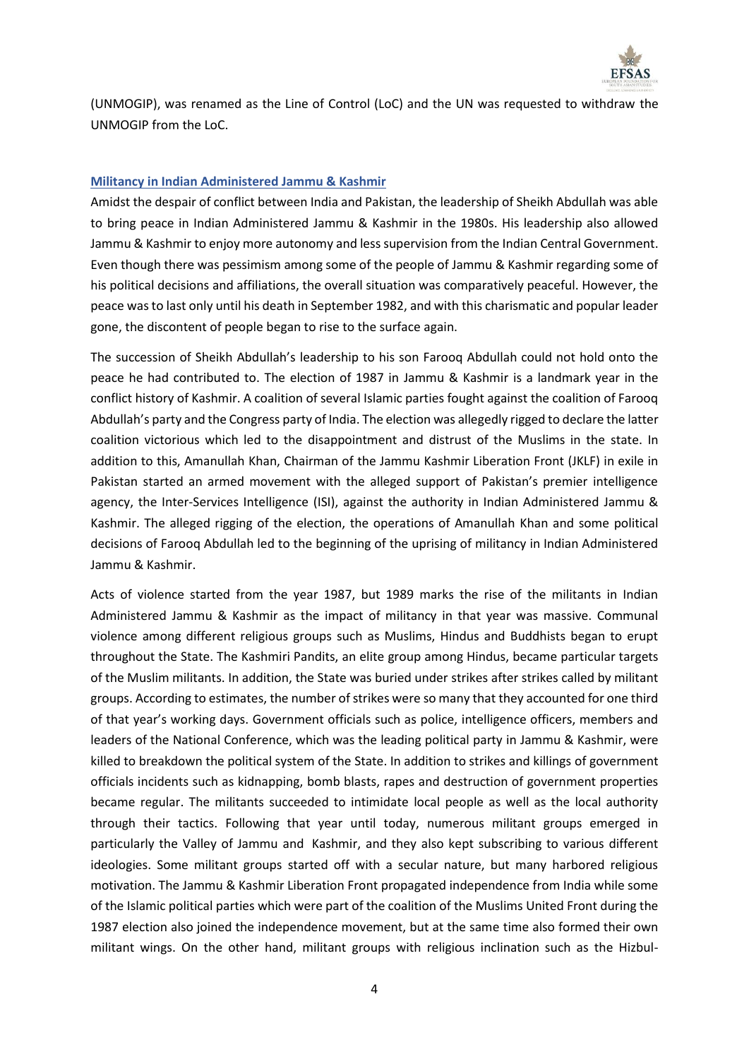(UNMOGIP), was renamed as the Line of Control (LoC) and the UN was requested to withdraw the UNMOGIP from the LoC.

## Militancy in Indian Administered Jammu & Kashmir

Amidst the despair of conflict between India and Pakistan, the leadership of Sheikh Abdullah was able to bring peace in Indian Administered Jammu & Kashmir in the 1980s. His leadership also allowed Jammu & Kashmir to enjoy more autonomy and less supervision from the Indian Central Government. Even though there was pessimism among some of the people of Jammu & Kashmir regarding some of his political decisions and affiliations, the overall situation was comparatively peaceful. However, the peace was to last only until his death in September 1982, and with this charismatic and popular leader gone, the discontent of people began to rise to the surface again.

The succession of Sheikh Abdullah's leadership to his son Farooq Abdullah could not hold onto the peace he had contributed to. The election of 1987 in Jammu & Kashmir is a landmark year in the conflict history of Kashmir. A coalition of several Islamic parties fought against the coalition of Farooq Abdullah's party and the Congress party of India. The election was allegedly rigged to declare the latter coalition victorious which led to the disappointment and distrust of the Muslims in the state. In addition to this, Amanullah Khan, Chairman of the Jammu Kashmir Liberation Front (JKLF) in exile in Pakistan started an armed movement with the alleged support of Pakistan's premier intelligence agency, the Inter-Services Intelligence (ISI), against the authority in Indian Administered Jammu & Kashmir. The alleged rigging of the election, the operations of Amanullah Khan and some political decisions of Farooq Abdullah led to the beginning of the uprising of militancy in Indian Administered Jammu & Kashmir.

Acts of violence started from the year 1987, but 1989 marks the rise of the militants in Indian Administered Jammu & Kashmir as the impact of militancy in that year was massive. Communal violence among different religious groups such as Muslims, Hindus and Buddhists began to erupt throughout the State. The Kashmiri Pandits, an elite group among Hindus, became particular targets of the Muslim militants. In addition, the State was buried under strikes after strikes called by militant groups. According to estimates, the number of strikes were so many that they accounted for one third of that year's working days. Government officials such as police, intelligence officers, members and leaders of the National Conference, which was the leading political party in Jammu & Kashmir, were killed to breakdown the political system of the State. In addition to strikes and killings of government officials incidents such as kidnapping, bomb blasts, rapes and destruction of government properties became regular. The militants succeeded to intimidate local people as well as the local authority through their tactics. Following that year until today, numerous militant groups emerged in particularly the Valley of Jammu and Kashmir, and they also kept subscribing to various different ideologies. Some militant groups started off with a secular nature, but many harbored religious motivation. The Jammu & Kashmir Liberation Front propagated independence from India while some of the Islamic political parties which were part of the coalition of the Muslims United Front during the 1987 election also joined the independence movement, but at the same time also formed their own militant wings. On the other hand, militant groups with religious inclination such as the Hizbul-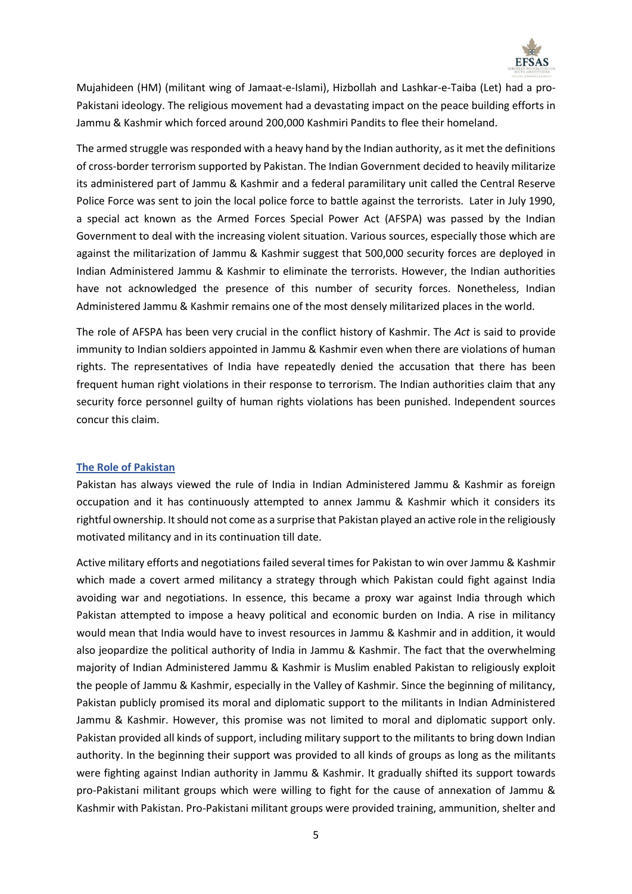Mujahideen (HM) (militant wing of Jamaat-e-Islami), Hizbollah and Lashkar-e-Taiba (Let) had a pro-Pakistani ideology. The religious movement had a devastating impact on the peace building efforts in Jammu & Kashmir which forced around 200,000 Kashmiri Pandits to flee their homeland.

The armed struggle was responded with a heavy hand by the Indian authority, as it met the definitions of cross-border terrorism supported by Pakistan. The Indian Government decided to heavily militarize its administered part of Jammu & Kashmir and a federal paramilitary unit called the Central Reserve Police Force was sent to join the local police force to battle against the terrorists. Later in July 1990, a special act known as the Armed Forces Special Power Act (AFSPA) was passed by the Indian Government to deal with the increasing violent situation. Various sources, especially those which are against the militarization of Jammu & Kashmir suggest that 500,000 security forces are deployed in Indian Administered Jammu & Kashmir to eliminate the terrorists. However, the Indian authorities have not acknowledged the presence of this number of security forces. Nonetheless, Indian Administered Jammu & Kashmir remains one of the most densely militarized places in the world.

The role of AFSPA has been very crucial in the conflict history of Kashmir. The *Act* is said to provide immunity to Indian soldiers appointed in Jammu & Kashmir even when there are violations of human rights. The representatives of India have repeatedly denied the accusation that there has been frequent human right violations in their response to terrorism. The Indian authorities claim that any security force personnel guilty of human rights violations has been punished. Independent sources concur this claim.

## The Role of Pakistan

Pakistan has always viewed the rule of India in Indian Administered Jammu & Kashmir as foreign occupation and it has continuously attempted to annex Jammu & Kashmir which it considers its rightful ownership. It should not come as a surprise that Pakistan played an active role in the religiously motivated militancy and in its continuation till date.

Active military efforts and negotiations failed several times for Pakistan to win over Jammu & Kashmir which made a covert armed militancy a strategy through which Pakistan could fight against India avoiding war and negotiations. In essence, this became a proxy war against India through which Pakistan attempted to impose a heavy political and economic burden on India. A rise in militancy would mean that India would have to invest resources in Jammu & Kashmir and in addition, it would also jeopardize the political authority of India in Jammu & Kashmir. The fact that the overwhelming majority of Indian Administered Jammu & Kashmir is Muslim enabled Pakistan to religiously exploit the people of Jammu & Kashmir, especially in the Valley of Kashmir. Since the beginning of militancy, Pakistan publicly promised its moral and diplomatic support to the militants in Indian Administered Jammu & Kashmir. However, this promise was not limited to moral and diplomatic support only. Pakistan provided all kinds of support, including military support to the militants to bring down Indian authority. In the beginning their support was provided to all kinds of groups as long as the militants were fighting against Indian authority in Jammu & Kashmir. It gradually shifted its support towards pro-Pakistani militant groups which were willing to fight for the cause of annexation of Jammu & Kashmir with Pakistan. Pro-Pakistani militant groups were provided training, ammunition, shelter and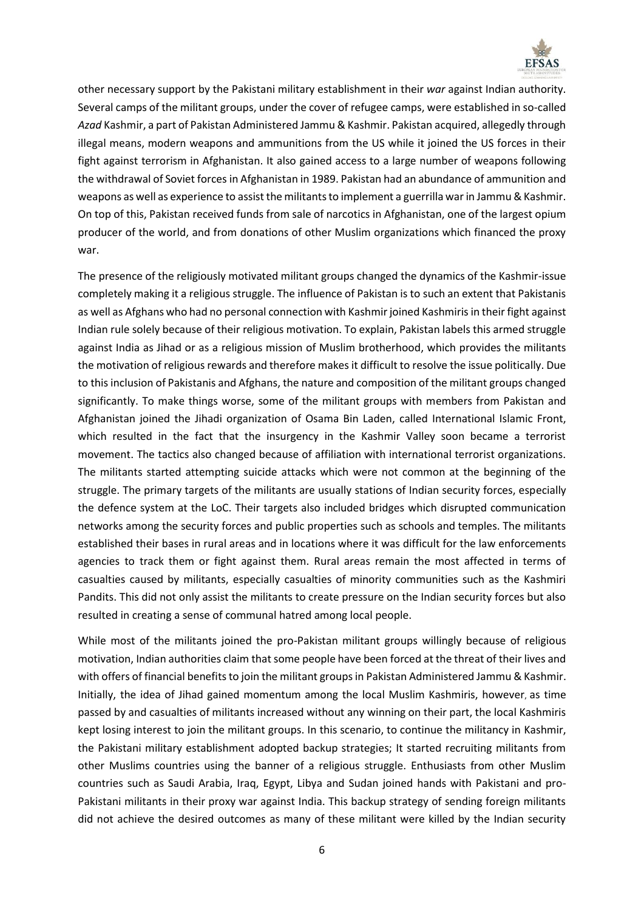other necessary support by the Pakistani military establishment in their *war* against Indian authority. Several camps of the militant groups, under the cover of refugee camps, were established in so-called *Azad* Kashmir, a part of Pakistan Administered Jammu & Kashmir. Pakistan acquired, allegedly through illegal means, modern weapons and ammunitions from the US while it joined the US forces in their fight against terrorism in Afghanistan. It also gained access to a large number of weapons following the withdrawal of Soviet forces in Afghanistan in 1989. Pakistan had an abundance of ammunition and weapons as well as experience to assist the militants to implement a guerrilla war in Jammu & Kashmir. On top of this, Pakistan received funds from sale of narcotics in Afghanistan, one of the largest opium producer of the world, and from donations of other Muslim organizations which financed the proxy war.

The presence of the religiously motivated militant groups changed the dynamics of the Kashmir-issue completely making it a religious struggle. The influence of Pakistan is to such an extent that Pakistanis as well as Afghans who had no personal connection with Kashmir joined Kashmiris in their fight against Indian rule solely because of their religious motivation. To explain, Pakistan labels this armed struggle against India as Jihad or as a religious mission of Muslim brotherhood, which provides the militants the motivation of religious rewards and therefore makes it difficult to resolve the issue politically. Due to this inclusion of Pakistanis and Afghans, the nature and composition of the militant groups changed significantly. To make things worse, some of the militant groups with members from Pakistan and Afghanistan joined the Jihadi organization of Osama Bin Laden, called International Islamic Front, which resulted in the fact that the insurgency in the Kashmir Valley soon became a terrorist movement. The tactics also changed because of affiliation with international terrorist organizations. The militants started attempting suicide attacks which were not common at the beginning of the struggle. The primary targets of the militants are usually stations of Indian security forces, especially the defence system at the LoC. Their targets also included bridges which disrupted communication networks among the security forces and public properties such as schools and temples. The militants established their bases in rural areas and in locations where it was difficult for the law enforcements agencies to track them or fight against them. Rural areas remain the most affected in terms of casualties caused by militants, especially casualties of minority communities such as the Kashmiri Pandits. This did not only assist the militants to create pressure on the Indian security forces but also resulted in creating a sense of communal hatred among local people.

While most of the militants joined the pro-Pakistan militant groups willingly because of religious motivation, Indian authorities claim that some people have been forced at the threat of their lives and with offers of financial benefits to join the militant groups in Pakistan Administered Jammu & Kashmir. Initially, the idea of Jihad gained momentum among the local Muslim Kashmiris, however, as time passed by and casualties of militants increased without any winning on their part, the local Kashmiris kept losing interest to join the militant groups. In this scenario, to continue the militancy in Kashmir, the Pakistani military establishment adopted backup strategies; It started recruiting militants from other Muslims countries using the banner of a religious struggle. Enthusiasts from other Muslim countries such as Saudi Arabia, Iraq, Egypt, Libya and Sudan joined hands with Pakistani and pro-Pakistani militants in their proxy war against India. This backup strategy of sending foreign militants did not achieve the desired outcomes as many of these militant were killed by the Indian security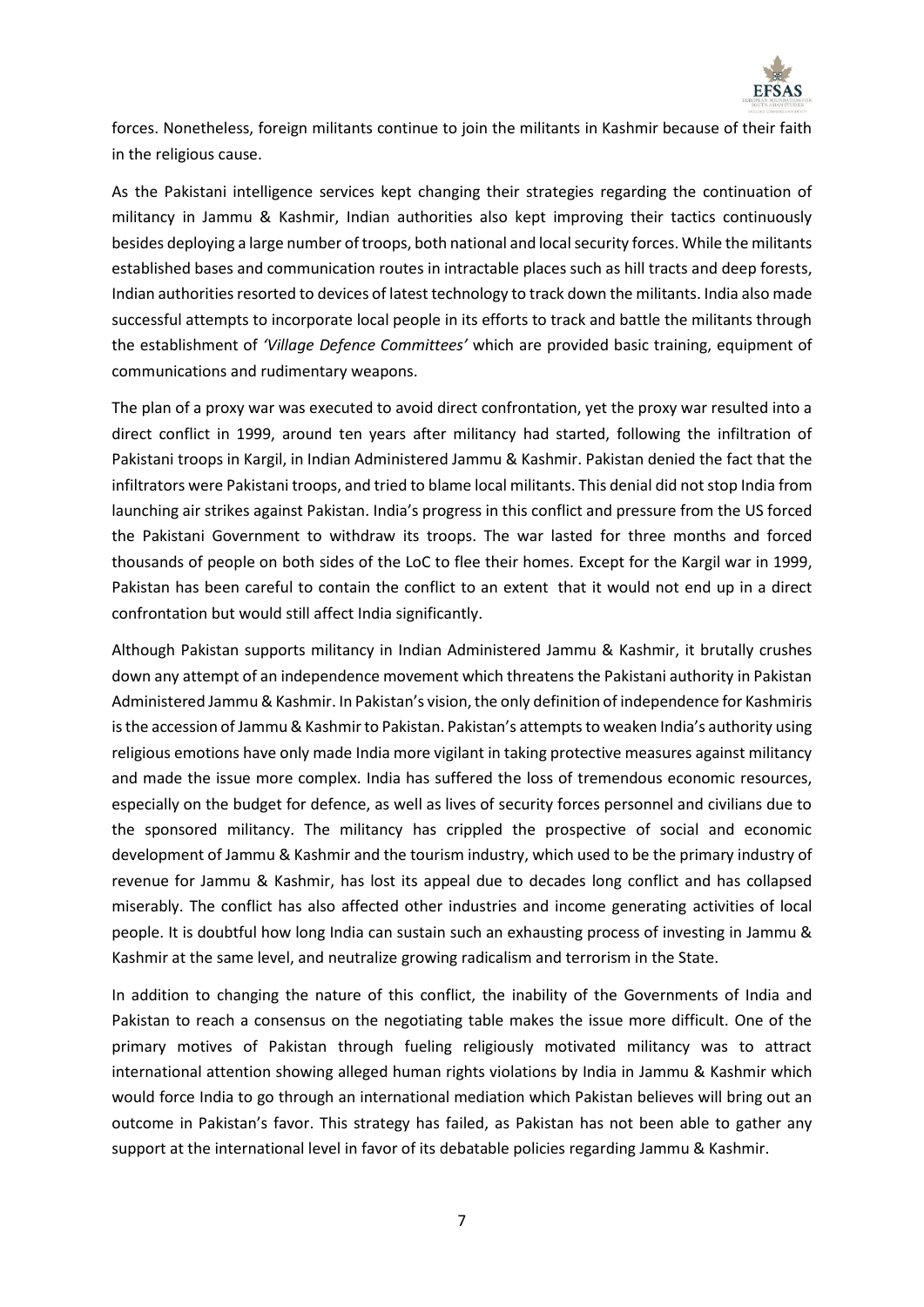forces. Nonetheless, foreign militants continue to join the militants in Kashmir because of their faith in the religious cause.

As the Pakistani intelligence services kept changing their strategies regarding the continuation of militancy in Jammu & Kashmir, Indian authorities also kept improving their tactics continuously besides deploying a large number of troops, both national and local security forces. While the militants established bases and communication routes in intractable places such as hill tracts and deep forests, Indian authorities resorted to devices of latest technology to track down the militants. India also made successful attempts to incorporate local people in its efforts to track and battle the militants through the establishment of *'Village Defence Committees'* which are provided basic training, equipment of communications and rudimentary weapons.

The plan of a proxy war was executed to avoid direct confrontation, yet the proxy war resulted into a direct conflict in 1999, around ten years after militancy had started, following the infiltration of Pakistani troops in Kargil, in Indian Administered Jammu & Kashmir. Pakistan denied the fact that the infiltrators were Pakistani troops, and tried to blame local militants. This denial did not stop India from launching air strikes against Pakistan. India's progress in this conflict and pressure from the US forced the Pakistani Government to withdraw its troops. The war lasted for three months and forced thousands of people on both sides of the LoC to flee their homes. Except for the Kargil war in 1999, Pakistan has been careful to contain the conflict to an extent that it would not end up in a direct confrontation but would still affect India significantly.

Although Pakistan supports militancy in Indian Administered Jammu & Kashmir, it brutally crushes down any attempt of an independence movement which threatens the Pakistani authority in Pakistan Administered Jammu & Kashmir. In Pakistan's vision, the only definition of independence for Kashmiris is the accession of Jammu & Kashmir to Pakistan. Pakistan's attempts to weaken India's authority using religious emotions have only made India more vigilant in taking protective measures against militancy and made the issue more complex. India has suffered the loss of tremendous economic resources, especially on the budget for defence, as well as lives of security forces personnel and civilians due to the sponsored militancy. The militancy has crippled the prospective of social and economic development of Jammu & Kashmir and the tourism industry, which used to be the primary industry of revenue for Jammu & Kashmir, has lost its appeal due to decades long conflict and has collapsed miserably. The conflict has also affected other industries and income generating activities of local people. It is doubtful how long India can sustain such an exhausting process of investing in Jammu & Kashmir at the same level, and neutralize growing radicalism and terrorism in the State.

In addition to changing the nature of this conflict, the inability of the Governments of India and Pakistan to reach a consensus on the negotiating table makes the issue more difficult. One of the primary motives of Pakistan through fueling religiously motivated militancy was to attract international attention showing alleged human rights violations by India in Jammu & Kashmir which would force India to go through an international mediation which Pakistan believes will bring out an outcome in Pakistan's favor. This strategy has failed, as Pakistan has not been able to gather any support at the international level in favor of its debatable policies regarding Jammu & Kashmir.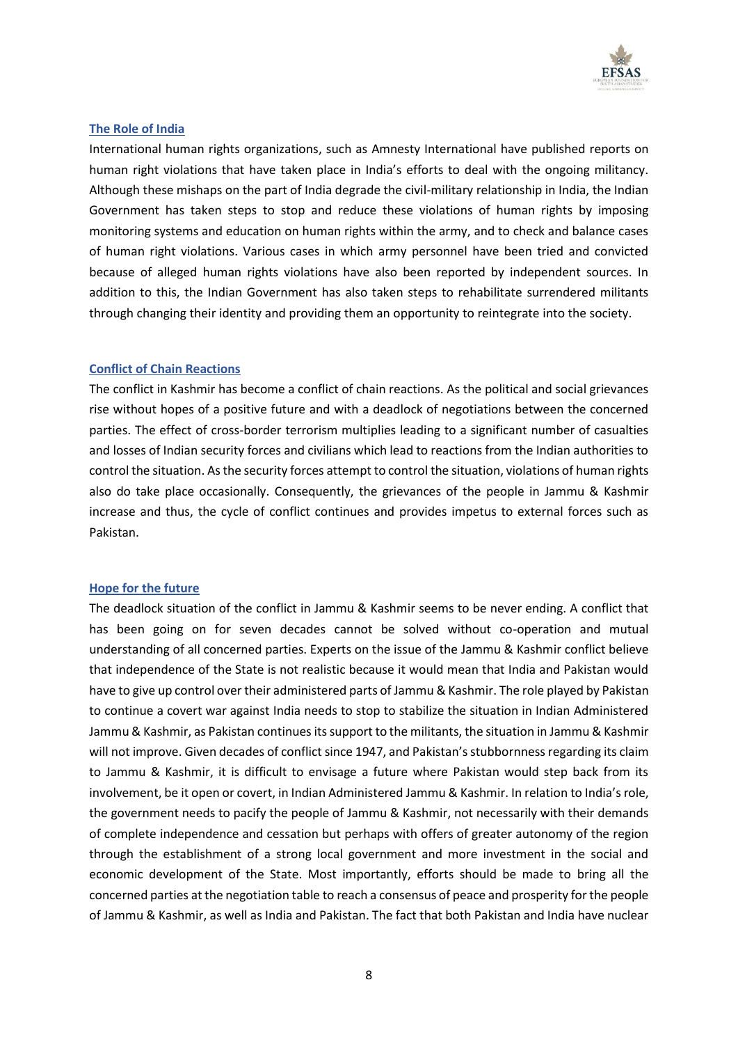## The Role of India

International human rights organizations, such as Amnesty International have published reports on human right violations that have taken place in India's efforts to deal with the ongoing militancy. Although these mishaps on the part of India degrade the civil-military relationship in India, the Indian Government has taken steps to stop and reduce these violations of human rights by imposing monitoring systems and education on human rights within the army, and to check and balance cases of human right violations. Various cases in which army personnel have been tried and convicted because of alleged human rights violations have also been reported by independent sources. In addition to this, the Indian Government has also taken steps to rehabilitate surrendered militants through changing their identity and providing them an opportunity to reintegrate into the society.

## Conflict of Chain Reactions

The conflict in Kashmir has become a conflict of chain reactions. As the political and social grievances rise without hopes of a positive future and with a deadlock of negotiations between the concerned parties. The effect of cross-border terrorism multiplies leading to a significant number of casualties and losses of Indian security forces and civilians which lead to reactions from the Indian authorities to control the situation. As the security forces attempt to control the situation, violations of human rights also do take place occasionally. Consequently, the grievances of the people in Jammu & Kashmir increase and thus, the cycle of conflict continues and provides impetus to external forces such as Pakistan.

## Hope for the future

The deadlock situation of the conflict in Jammu & Kashmir seems to be never ending. A conflict that has been going on for seven decades cannot be solved without co-operation and mutual understanding of all concerned parties. Experts on the issue of the Jammu & Kashmir conflict believe that independence of the State is not realistic because it would mean that India and Pakistan would have to give up control over their administered parts of Jammu & Kashmir. The role played by Pakistan to continue a covert war against India needs to stop to stabilize the situation in Indian Administered Jammu & Kashmir, as Pakistan continues its support to the militants, the situation in Jammu & Kashmir will not improve. Given decades of conflict since 1947, and Pakistan's stubbornness regarding its claim to Jammu & Kashmir, it is difficult to envisage a future where Pakistan would step back from its involvement, be it open or covert, in Indian Administered Jammu & Kashmir. In relation to India's role, the government needs to pacify the people of Jammu & Kashmir, not necessarily with their demands of complete independence and cessation but perhaps with offers of greater autonomy of the region through the establishment of a strong local government and more investment in the social and economic development of the State. Most importantly, efforts should be made to bring all the concerned parties at the negotiation table to reach a consensus of peace and prosperity for the people of Jammu & Kashmir, as well as India and Pakistan. The fact that both Pakistan and India have nuclear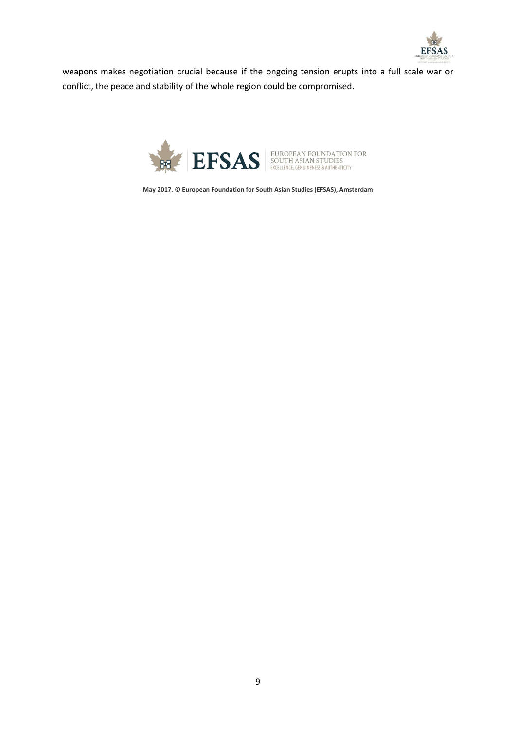weapons makes negotiation crucial because if the ongoing tension erupts into a full scale war or conflict, the peace and stability of the whole region could be compromised.

EFSAS EUROPEAN FOUNDATION FOR SOUTH ASIAN STUDIES EXCELLENCE, GENUINENESS & AUTHENTICITY

**May 2017. © European Foundation for South Asian Studies (EFSAS), Amsterdam**